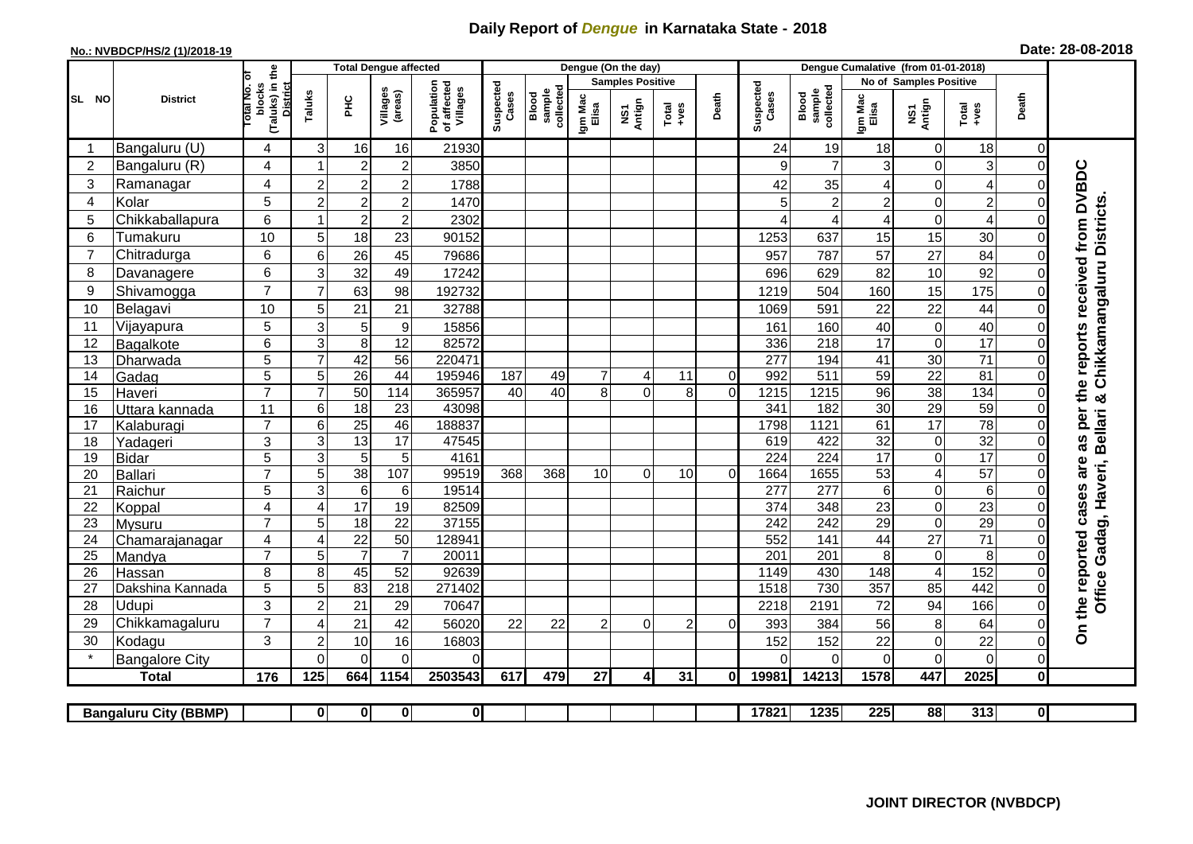# Daily Report of *Dengue* in Karnataka State - 2018

**No.: NVBDCP/HS/2 (1)/2018-19**

**Date: 28-08-2018**

| SL NO | District | Total No. of blocks (Taluks) in the District | Total Dengue affected | | | | Dengue (On the day) | | | | | | | Dengue Cumalative (from 01-01-2018) | | | | | | | |
|---|---|---|---|---|---|---|---|---|---|---|---|---|---|---|---|---|---|---|---|---|
| | | | Taluks | PHC | Villages (areas) | Population of affected Villages | Suspected Cases | Blood sample collected | Samples Positive | | | Death | Suspected Cases | Blood sample collected | No of Samples Positive | | | Death | |
| | | | | | | | | | Igm Mac Elisa | NS1 Antign | Total +ves | | | | Igm Mac Elisa | NS1 Antign | Total +ves | | |
| 1 | Bangaluru (U) | 4 | 3 | 16 | 16 | 21930 | | | | | | | 24 | 19 | 18 | 0 | 18 | 0 | On the reported cases are as per the reports received from DVBDC Office Gadag, Haveri, Bellari & Chikkamangaluru Districts. |
| 2 | Bangaluru (R) | 4 | 1 | 2 | 2 | 3850 | | | | | | | 9 | 7 | 3 | 0 | 3 | 0 | |
| 3 | Ramanagar | 4 | 2 | 2 | 2 | 1788 | | | | | | | 42 | 35 | 4 | 0 | 4 | 0 | |
| 4 | Kolar | 5 | 2 | 2 | 2 | 1470 | | | | | | | 5 | 2 | 2 | 0 | 2 | 0 | |
| 5 | Chikkaballapura | 6 | 1 | 2 | 2 | 2302 | | | | | | | 4 | 4 | 4 | 0 | 4 | 0 | |
| 6 | Tumakuru | 10 | 5 | 18 | 23 | 90152 | | | | | | | 1253 | 637 | 15 | 15 | 30 | 0 | |
| 7 | Chitradurga | 6 | 6 | 26 | 45 | 79686 | | | | | | | 957 | 787 | 57 | 27 | 84 | 0 | |
| 8 | Davanagere | 6 | 3 | 32 | 49 | 17242 | | | | | | | 696 | 629 | 82 | 10 | 92 | 0 | |
| 9 | Shivamogga | 7 | 7 | 63 | 98 | 192732 | | | | | | | 1219 | 504 | 160 | 15 | 175 | 0 | |
| 10 | Belagavi | 10 | 5 | 21 | 21 | 32788 | | | | | | | 1069 | 591 | 22 | 22 | 44 | 0 | |
| 11 | Vijayapura | 5 | 3 | 5 | 9 | 15856 | | | | | | | 161 | 160 | 40 | 0 | 40 | 0 | |
| 12 | Bagalkote | 6 | 3 | 8 | 12 | 82572 | | | | | | | 336 | 218 | 17 | 0 | 17 | 0 | |
| 13 | Dharwada | 5 | 7 | 42 | 56 | 220471 | | | | | | | 277 | 194 | 41 | 30 | 71 | 0 | |
| 14 | Gadag | 5 | 5 | 26 | 44 | 195946 | 187 | 49 | 7 | 4 | 11 | 0 | 992 | 511 | 59 | 22 | 81 | 0 | |
| 15 | Haveri | 7 | 7 | 50 | 114 | 365957 | 40 | 40 | 8 | 0 | 8 | 0 | 1215 | 1215 | 96 | 38 | 134 | 0 | |
| 16 | Uttara kannada | 11 | 6 | 18 | 23 | 43098 | | | | | | | 341 | 182 | 30 | 29 | 59 | 0 | |
| 17 | Kalaburagi | 7 | 6 | 25 | 46 | 188837 | | | | | | | 1798 | 1121 | 61 | 17 | 78 | 0 | |
| 18 | Yadageri | 3 | 3 | 13 | 17 | 47545 | | | | | | | 619 | 422 | 32 | 0 | 32 | 0 | |
| 19 | Bidar | 5 | 3 | 5 | 5 | 4161 | | | | | | | 224 | 224 | 17 | 0 | 17 | 0 | |
| 20 | Ballari | 7 | 5 | 38 | 107 | 99519 | 368 | 368 | 10 | 0 | 10 | 0 | 1664 | 1655 | 53 | 4 | 57 | 0 | |
| 21 | Raichur | 5 | 3 | 6 | 6 | 19514 | | | | | | | 277 | 277 | 6 | 0 | 6 | 0 | |
| 22 | Koppal | 4 | 4 | 17 | 19 | 82509 | | | | | | | 374 | 348 | 23 | 0 | 23 | 0 | |
| 23 | Mysuru | 7 | 5 | 18 | 22 | 37155 | | | | | | | 242 | 242 | 29 | 0 | 29 | 0 | |
| 24 | Chamarajanagar | 4 | 4 | 22 | 50 | 128941 | | | | | | | 552 | 141 | 44 | 27 | 71 | 0 | |
| 25 | Mandya | 7 | 5 | 7 | 7 | 20011 | | | | | | | 201 | 201 | 8 | 0 | 8 | 0 | |
| 26 | Hassan | 8 | 8 | 45 | 52 | 92639 | | | | | | | 1149 | 430 | 148 | 4 | 152 | 0 | |
| 27 | Dakshina Kannada | 5 | 5 | 83 | 218 | 271402 | | | | | | | 1518 | 730 | 357 | 85 | 442 | 0 | |
| 28 | Udupi | 3 | 2 | 21 | 29 | 70647 | | | | | | | 2218 | 2191 | 72 | 94 | 166 | 0 | |
| 29 | Chikkamagaluru | 7 | 4 | 21 | 42 | 56020 | 22 | 22 | 2 | 0 | 2 | 0 | 393 | 384 | 56 | 8 | 64 | 0 | |
| 30 | Kodagu | 3 | 2 | 10 | 16 | 16803 | | | | | | | 152 | 152 | 22 | 0 | 22 | 0 | |
| * | Bangalore City | | 0 | 0 | 0 | 0 | | | | | | | 0 | 0 | 0 | 0 | 0 | 0 | |
| **Total** | | **176** | **125** | **664** | **1154** | **2503543** | **617** | **479** | **27** | **4** | **31** | **0** | **19981** | **14213** | **1578** | **447** | **2025** | **0** | |

| Bangaluru City (BBMP) | | 0 | 0 | 0 | 0 | | | | | | | 17821 | 1235 | 225 | 88 | 313 | 0 |
|---|---|---|---|---|---|---|---|---|---|---|---|---|---|---|---|---|---|

**JOINT DIRECTOR (NVBDCP)**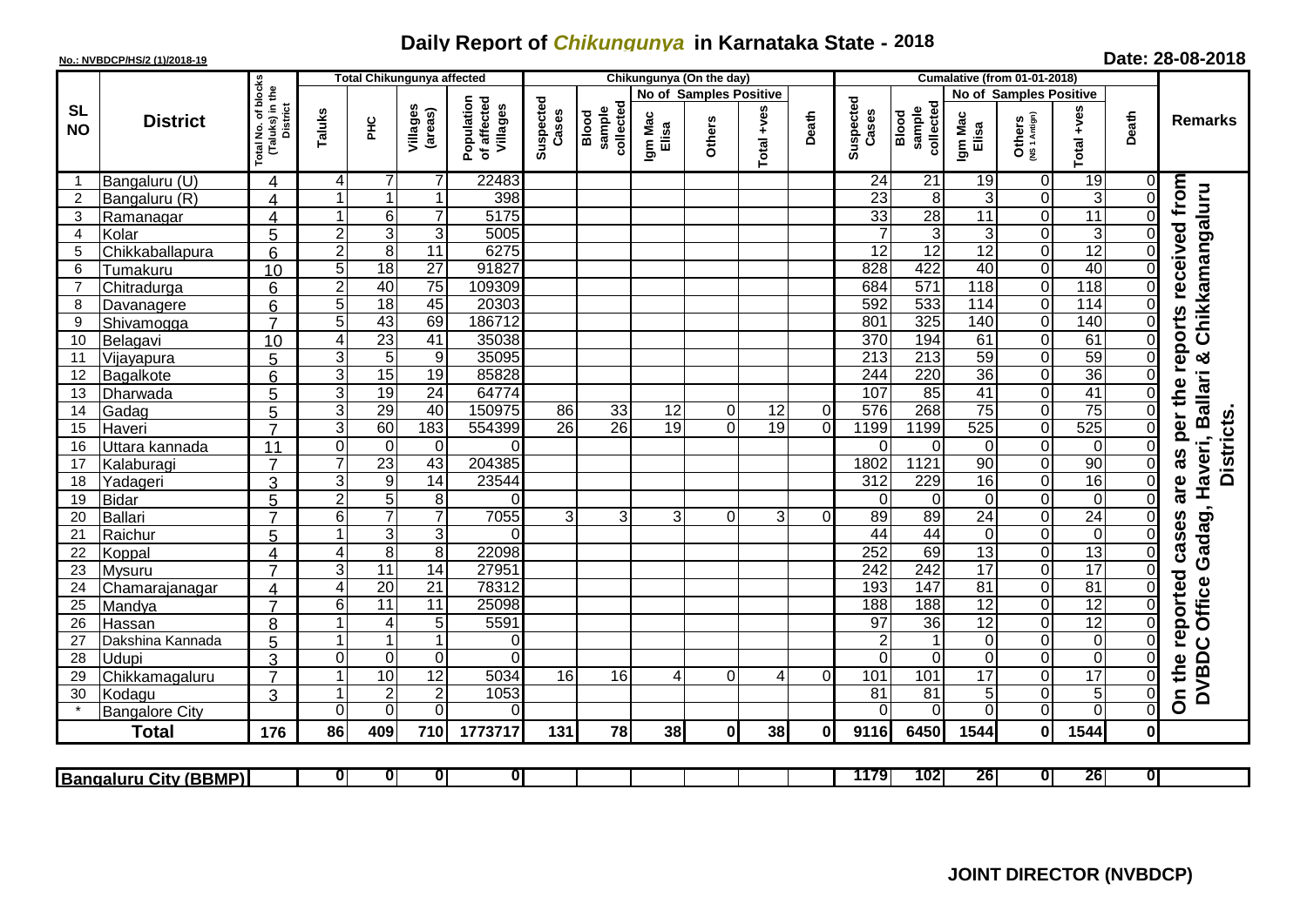# Daily Report of *Chikungunya* in Karnataka State - 2018

**No.: NVBDCP/HS/2 (1)/2018-19**

**Date: 28-08-2018**

| SL NO | District | Total No. of blocks (Taluks) in the District | Total Chikungunya affected | | | | Chikungunya (On the day) | | | | | | | Cumalative (from 01-01-2018) | | | | | | | Remarks |
|---|---|---|---|---|---|---|---|---|---|---|---|---|---|---|---|---|---|---|---|---|---|
| | | | Taluks | PHC | Villages (areas) | Population of affected Villages | Suspected Cases | Blood sample collected | No of Samples Positive | | | Death | Suspected Cases | Blood sample collected | No of Samples Positive | | | Death | |
| | | | | | | | | | Igm Mac Elisa | Others | Total +ves | | | | Igm Mac Elisa | Others (NS 1 Antign) | Total +ves | | |
| 1 | Bangaluru (U) | 4 | 4 | 7 | 7 | 22483 | | | | | | | 24 | 21 | 19 | 0 | 19 | 0 | On the reported cases are as per the reports received from DVBDC Office Gadag, Haveri, Ballari & Chikkamangaluru Districts. |
| 2 | Bangaluru (R) | 4 | 1 | 1 | 1 | 398 | | | | | | | 23 | 8 | 3 | 0 | 3 | 0 | |
| 3 | Ramanagar | 4 | 1 | 6 | 7 | 5175 | | | | | | | 33 | 28 | 11 | 0 | 11 | 0 | |
| 4 | Kolar | 5 | 2 | 3 | 3 | 5005 | | | | | | | 7 | 3 | 3 | 0 | 3 | 0 | |
| 5 | Chikkaballapura | 6 | 2 | 8 | 11 | 6275 | | | | | | | 12 | 12 | 12 | 0 | 12 | 0 | |
| 6 | Tumakuru | 10 | 5 | 18 | 27 | 91827 | | | | | | | 828 | 422 | 40 | 0 | 40 | 0 | |
| 7 | Chitradurga | 6 | 2 | 40 | 75 | 109309 | | | | | | | 684 | 571 | 118 | 0 | 118 | 0 | |
| 8 | Davanagere | 6 | 5 | 18 | 45 | 20303 | | | | | | | 592 | 533 | 114 | 0 | 114 | 0 | |
| 9 | Shivamogga | 7 | 5 | 43 | 69 | 186712 | | | | | | | 801 | 325 | 140 | 0 | 140 | 0 | |
| 10 | Belagavi | 10 | 4 | 23 | 41 | 35038 | | | | | | | 370 | 194 | 61 | 0 | 61 | 0 | |
| 11 | Vijayapura | 5 | 3 | 5 | 9 | 35095 | | | | | | | 213 | 213 | 59 | 0 | 59 | 0 | |
| 12 | Bagalkote | 6 | 3 | 15 | 19 | 85828 | | | | | | | 244 | 220 | 36 | 0 | 36 | 0 | |
| 13 | Dharwada | 5 | 3 | 19 | 24 | 64774 | | | | | | | 107 | 85 | 41 | 0 | 41 | 0 | |
| 14 | Gadag | 5 | 3 | 29 | 40 | 150975 | 86 | 33 | 12 | 0 | 12 | 0 | 576 | 268 | 75 | 0 | 75 | 0 | |
| 15 | Haveri | 7 | 3 | 60 | 183 | 554399 | 26 | 26 | 19 | 0 | 19 | 0 | 1199 | 1199 | 525 | 0 | 525 | 0 | |
| 16 | Uttara kannada | 11 | 0 | 0 | 0 | 0 | | | | | | | 0 | 0 | 0 | 0 | 0 | 0 | |
| 17 | Kalaburagi | 7 | 7 | 23 | 43 | 204385 | | | | | | | 1802 | 1121 | 90 | 0 | 90 | 0 | |
| 18 | Yadageri | 3 | 3 | 9 | 14 | 23544 | | | | | | | 312 | 229 | 16 | 0 | 16 | 0 | |
| 19 | Bidar | 5 | 2 | 5 | 8 | 0 | | | | | | | 0 | 0 | 0 | 0 | 0 | 0 | |
| 20 | Ballari | 7 | 6 | 7 | 7 | 7055 | 3 | 3 | 3 | 0 | 3 | 0 | 89 | 89 | 24 | 0 | 24 | 0 | |
| 21 | Raichur | 5 | 1 | 3 | 3 | 0 | | | | | | | 44 | 44 | 0 | 0 | 0 | 0 | |
| 22 | Koppal | 4 | 4 | 8 | 8 | 22098 | | | | | | | 252 | 69 | 13 | 0 | 13 | 0 | |
| 23 | Mysuru | 7 | 3 | 11 | 14 | 27951 | | | | | | | 242 | 242 | 17 | 0 | 17 | 0 | |
| 24 | Chamarajanagar | 4 | 4 | 20 | 21 | 78312 | | | | | | | 193 | 147 | 81 | 0 | 81 | 0 | |
| 25 | Mandya | 7 | 6 | 11 | 11 | 25098 | | | | | | | 188 | 188 | 12 | 0 | 12 | 0 | |
| 26 | Hassan | 8 | 1 | 4 | 5 | 5591 | | | | | | | 97 | 36 | 12 | 0 | 12 | 0 | |
| 27 | Dakshina Kannada | 5 | 1 | 1 | 1 | 0 | | | | | | | 2 | 1 | 0 | 0 | 0 | 0 | |
| 28 | Udupi | 3 | 0 | 0 | 0 | 0 | | | | | | | 0 | 0 | 0 | 0 | 0 | 0 | |
| 29 | Chikkamagaluru | 7 | 1 | 10 | 12 | 5034 | 16 | 16 | 4 | 0 | 4 | 0 | 101 | 101 | 17 | 0 | 17 | 0 | |
| 30 | Kodagu | 3 | 1 | 2 | 2 | 1053 | | | | | | | 81 | 81 | 5 | 0 | 5 | 0 | |
| * | Bangalore City | | 0 | 0 | 0 | 0 | | | | | | | 0 | 0 | 0 | 0 | 0 | 0 | |
| **Total** | | **176** | **86** | **409** | **710** | **1773717** | **131** | **78** | **38** | **0** | **38** | **0** | **9116** | **6450** | **1544** | **0** | **1544** | **0** | |

| | | | | | | | | | | | | | | | | | | |
|---|---|---|---|---|---|---|---|---|---|---|---|---|---|---|---|---|---|---|
| **Bangaluru City (BBMP)** | | 0 | 0 | 0 | 0 | | | | | | | 1179 | 102 | 26 | 0 | 26 | 0 | |

**JOINT DIRECTOR (NVBDCP)**